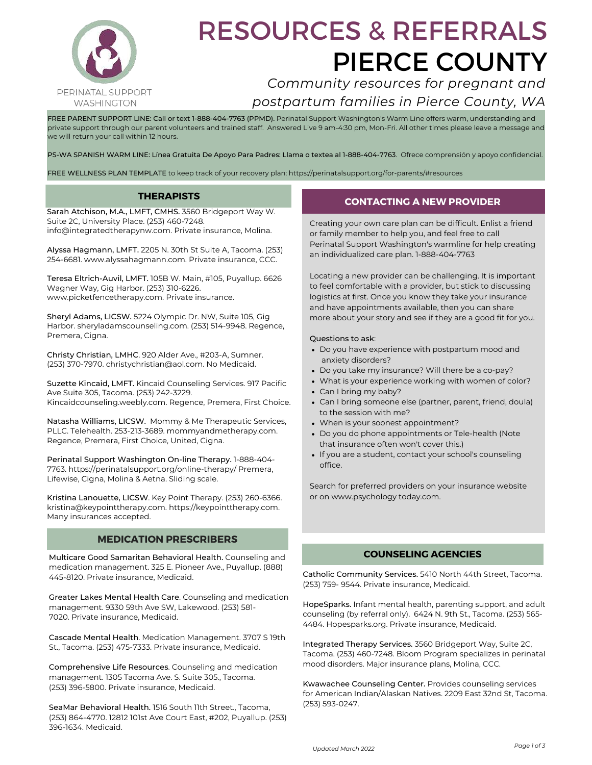PERINATAL SUPPORT WASHINGTON

# RESOURCES & REFERRALS PIERCE COUNTY

*Community resources for pregnant and postpartum families in Pierce County, WA*

FREE PARENT SUPPORT LINE: Call or text 1-888-404-7763 (PPMD). Perinatal Support Washington's Warm Line offers warm, understanding and private support through our parent volunteers and trained staff. Answered Live 9 am-4:30 pm, Mon-Fri. All other times please leave a message and we will return your call within 12 hours.

PS-WA SPANISH WARM LINE: Línea Gratuita De Apoyo Para Padres: Llama o textea al 1-888-404-7763. Ofrece comprensión y apoyo confidencial.

FREE WELLNESS PLAN TEMPLATE to keep track of your recovery plan: https://perinatalsupport.org/for-parents/#resources

## THERAPISTS

Sarah Atchison, M.A., LMFT, CMHS. 3560 Bridgeport Way W. Suite 2C, University Place. (253) 460-7248. info@integratedtherapynw.com. Private insurance, Molina.

Alyssa Hagmann, LMFT. 2205 N. 30th St Suite A, Tacoma. (253) 254-6681. www.alyssahagmann.com. Private insurance, CCC.

Teresa Eltrich-Auvil, LMFT. 105B W. Main, #105, Puyallup. 6626 Wagner Way, Gig Harbor. (253) 310-6226. www.picketfencetherapy.com. Private insurance.

Sheryl Adams, LICSW. 5224 Olympic Dr. NW, Suite 105, Gig Harbor. sheryladamscounseling.com. (253) 514-9948. Regence, Premera, Cigna.

Christy Christian, LMHC. 920 Alder Ave., #203-A, Sumner. (253) 370-7970. christychristian@aol.com. No Medicaid.

Suzette Kincaid, LMFT. Kincaid Counseling Services. 917 Pacific Ave Suite 305, Tacoma. (253) 242-3229. Kincaidcounseling.weebly.com. Regence, Premera, First Choice.

Natasha Williams, LICSW. Mommy & Me Therapeutic Services, PLLC. Telehealth. 253-213-3689. mommyandmetherapy.com. Regence, Premera, First Choice, United, Cigna.

Perinatal Support Washington On-line Therapy. 1-888-404-7763. https://perinatalsupport.org/online-therapy/ Premera, Lifewise, Cigna, Molina & Aetna. Sliding scale.

Kristina Lanouette, LICSW. Key Point Therapy. (253) 260-6366. kristina@keypointtherapy.com. https://keypointtherapy.com. Many insurances accepted.

## MEDICATION PRESCRIBERS

Multicare Good Samaritan Behavioral Health. Counseling and medication management. 325 E. Pioneer Ave., Puyallup. (888) 445-8120. Private insurance, Medicaid.

Greater Lakes Mental Health Care. Counseling and medication management. 9330 59th Ave SW, Lakewood. (253) 581-7020. Private insurance, Medicaid.

Cascade Mental Health. Medication Management. 3707 S 19th St., Tacoma. (253) 475-7333. Private insurance, Medicaid.

Comprehensive Life Resources. Counseling and medication management. 1305 Tacoma Ave. S. Suite 305., Tacoma. (253) 396-5800. Private insurance, Medicaid.

SeaMar Behavioral Health. 1516 South 11th Street., Tacoma, (253) 864-4770. 12812 101st Ave Court East, #202, Puyallup. (253) 396-1634. Medicaid.

## CONTACTING A NEW PROVIDER

Creating your own care plan can be difficult. Enlist a friend or family member to help you, and feel free to call Perinatal Support Washington's warmline for help creating an individualized care plan. 1-888-404-7763

Locating a new provider can be challenging. It is important to feel comfortable with a provider, but stick to discussing logistics at first. Once you know they take your insurance and have appointments available, then you can share more about your story and see if they are a good fit for you.

Questions to ask:

- Do you have experience with postpartum mood and anxiety disorders?
- Do you take my insurance? Will there be a co-pay?
- What is your experience working with women of color?
- Can I bring my baby?
- Can I bring someone else (partner, parent, friend, doula) to the session with me?
- When is your soonest appointment?
- Do you do phone appointments or Tele-health (Note that insurance often won't cover this.)
- If you are a student, contact your school's counseling office.

Search for preferred providers on your insurance website or on www.psychology today.com.

## COUNSELING AGENCIES

Catholic Community Services. 5410 North 44th Street, Tacoma. (253) 759- 9544. Private insurance, Medicaid.

HopeSparks. Infant mental health, parenting support, and adult counseling (by referral only). 6424 N. 9th St., Tacoma. (253) 565-4484. Hopesparks.org. Private insurance, Medicaid.

Integrated Therapy Services. 3560 Bridgeport Way, Suite 2C, Tacoma. (253) 460-7248. Bloom Program specializes in perinatal mood disorders. Major insurance plans, Molina, CCC.

Kwawachee Counseling Center. Provides counseling services for American Indian/Alaskan Natives. 2209 East 32nd St, Tacoma. (253) 593-0247.

*Updated March 2022*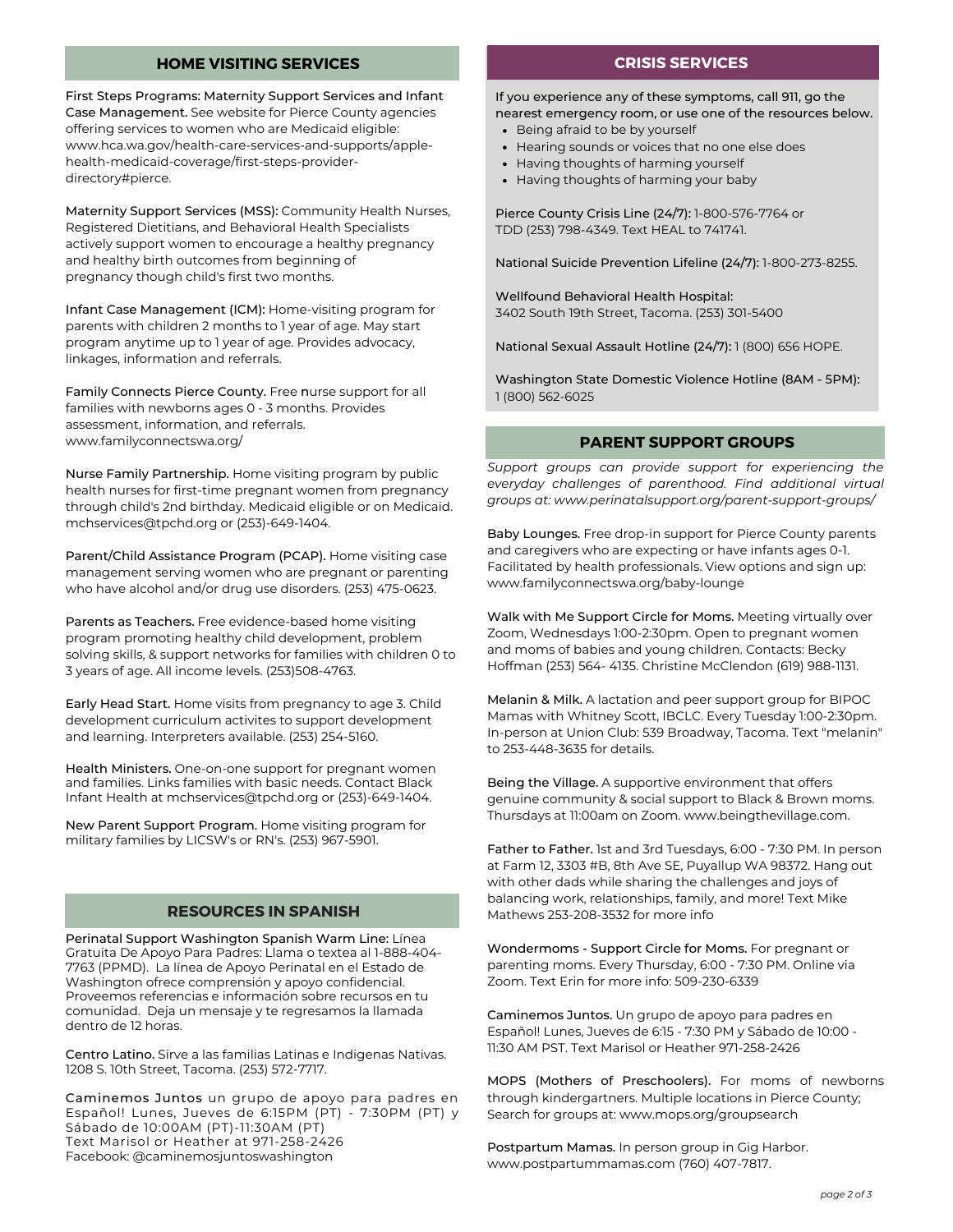## HOME VISITING SERVICES

**First Steps Programs: Maternity Support Services and Infant Case Management.** See website for Pierce County agencies offering services to women who are Medicaid eligible: www.hca.wa.gov/health-care-services-and-supports/apple-health-medicaid-coverage/first-steps-provider-directory#pierce.

**Maternity Support Services (MSS):** Community Health Nurses, Registered Dietitians, and Behavioral Health Specialists actively support women to encourage a healthy pregnancy and healthy birth outcomes from beginning of pregnancy though child's first two months.

**Infant Case Management (ICM):** Home-visiting program for parents with children 2 months to 1 year of age. May start program anytime up to 1 year of age. Provides advocacy, linkages, information and referrals.

**Family Connects Pierce County.** Free nurse support for all families with newborns ages 0 - 3 months. Provides assessment, information, and referrals. www.familyconnectswa.org/

**Nurse Family Partnership.** Home visiting program by public health nurses for first-time pregnant women from pregnancy through child's 2nd birthday. Medicaid eligible or on Medicaid. mchservices@tpchd.org or (253)-649-1404.

**Parent/Child Assistance Program (PCAP).** Home visiting case management serving women who are pregnant or parenting who have alcohol and/or drug use disorders. (253) 475-0623.

**Parents as Teachers.** Free evidence-based home visiting program promoting healthy child development, problem solving skills, & support networks for families with children 0 to 3 years of age. All income levels. (253)508-4763.

**Early Head Start.** Home visits from pregnancy to age 3. Child development curriculum activites to support development and learning. Interpreters available. (253) 254-5160.

**Health Ministers.** One-on-one support for pregnant women and families. Links families with basic needs. Contact Black Infant Health at mchservices@tpchd.org or (253)-649-1404.

**New Parent Support Program.** Home visiting program for military families by LICSW's or RN's. (253) 967-5901.

## RESOURCES IN SPANISH

**Perinatal Support Washington Spanish Warm Line:** Línea Gratuita De Apoyo Para Padres: Llama o textea al 1-888-404-7763 (PPMD). La línea de Apoyo Perinatal en el Estado de Washington ofrece comprensión y apoyo confidencial. Proveemos referencias e información sobre recursos en tu comunidad. Deja un mensaje y te regresamos la llamada dentro de 12 horas.

**Centro Latino.** Sirve a las familias Latinas e Indigenas Nativas. 1208 S. 10th Street, Tacoma. (253) 572-7717.

**Caminemos Juntos** un grupo de apoyo para padres en Español! Lunes, Jueves de 6:15PM (PT) - 7:30PM (PT) y Sábado de 10:00AM (PT)-11:30AM (PT)
Text Marisol or Heather at 971-258-2426
Facebook: @caminemosjuntoswashington

## CRISIS SERVICES

**If you experience any of these symptoms, call 911, go the nearest emergency room, or use one of the resources below.**

- Being afraid to be by yourself
- Hearing sounds or voices that no one else does
- Having thoughts of harming yourself
- Having thoughts of harming your baby

**Pierce County Crisis Line (24/7):** 1-800-576-7764 or TDD (253) 798-4349. Text HEAL to 741741.

**National Suicide Prevention Lifeline (24/7):** 1-800-273-8255.

**Wellfound Behavioral Health Hospital:** 3402 South 19th Street, Tacoma. (253) 301-5400

**National Sexual Assault Hotline (24/7):** 1 (800) 656 HOPE.

**Washington State Domestic Violence Hotline (8AM - 5PM):** 1 (800) 562-6025

## PARENT SUPPORT GROUPS

*Support groups can provide support for experiencing the everyday challenges of parenthood. Find additional virtual groups at: www.perinatalsupport.org/parent-support-groups/*

**Baby Lounges.** Free drop-in support for Pierce County parents and caregivers who are expecting or have infants ages 0-1. Facilitated by health professionals. View options and sign up: www.familyconnectswa.org/baby-lounge

**Walk with Me Support Circle for Moms.** Meeting virtually over Zoom, Wednesdays 1:00-2:30pm. Open to pregnant women and moms of babies and young children. Contacts: Becky Hoffman (253) 564- 4135. Christine McClendon (619) 988-1131.

**Melanin & Milk.** A lactation and peer support group for BIPOC Mamas with Whitney Scott, IBCLC. Every Tuesday 1:00-2:30pm. In-person at Union Club: 539 Broadway, Tacoma. Text "melanin" to 253-448-3635 for details.

**Being the Village.** A supportive environment that offers genuine community & social support to Black & Brown moms. Thursdays at 11:00am on Zoom. www.beingthevillage.com.

**Father to Father.** 1st and 3rd Tuesdays, 6:00 - 7:30 PM. In person at Farm 12, 3303 #B, 8th Ave SE, Puyallup WA 98372. Hang out with other dads while sharing the challenges and joys of balancing work, relationships, family, and more! Text Mike Mathews 253-208-3532 for more info

**Wondermoms - Support Circle for Moms.** For pregnant or parenting moms. Every Thursday, 6:00 - 7:30 PM. Online via Zoom. Text Erin for more info: 509-230-6339

**Caminemos Juntos.** Un grupo de apoyo para padres en Español! Lunes, Jueves de 6:15 - 7:30 PM y Sábado de 10:00 - 11:30 AM PST. Text Marisol or Heather 971-258-2426

**MOPS (Mothers of Preschoolers).** For moms of newborns through kindergartners. Multiple locations in Pierce County; Search for groups at: www.mops.org/groupsearch

**Postpartum Mamas.** In person group in Gig Harbor. www.postpartummamas.com (760) 407-7817.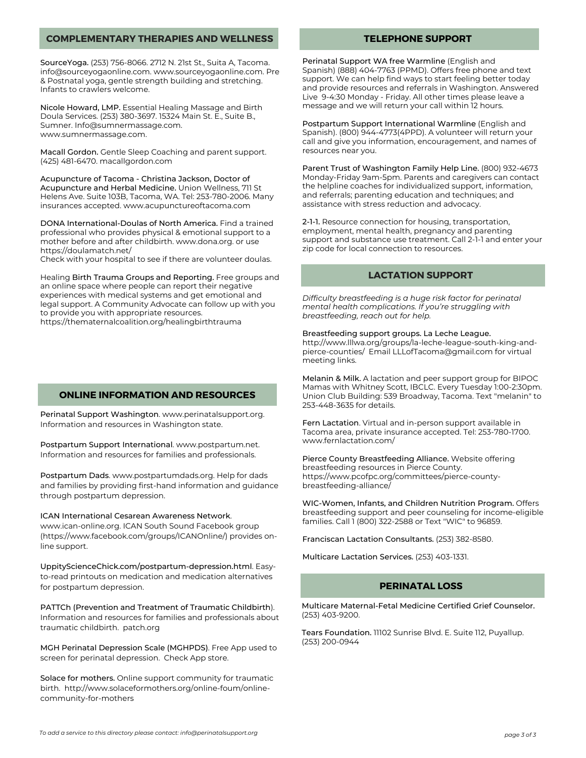## COMPLEMENTARY THERAPIES AND WELLNESS

SourceYoga. (253) 756-8066. 2712 N. 21st St., Suita A, Tacoma. info@sourceyogaonline.com. www.sourceyogaonline.com. Pre & Postnatal yoga, gentle strength building and stretching. Infants to crawlers welcome.

Nicole Howard, LMP. Essential Healing Massage and Birth Doula Services. (253) 380-3697. 15324 Main St. E., Suite B., Sumner. Info@sumnermassage.com. www.sumnermassage.com.

Macall Gordon. Gentle Sleep Coaching and parent support. (425) 481-6470. macallgordon.com

Acupuncture of Tacoma - Christina Jackson, Doctor of Acupuncture and Herbal Medicine. Union Wellness, 711 St Helens Ave. Suite 103B, Tacoma, WA. Tel: 253-780-2006. Many insurances accepted. www.acupunctureoftacoma.com

DONA International-Doulas of North America. Find a trained professional who provides physical & emotional support to a mother before and after childbirth. www.dona.org. or use https://doulamatch.net/
Check with your hospital to see if there are volunteer doulas.

Healing Birth Trauma Groups and Reporting. Free groups and an online space where people can report their negative experiences with medical systems and get emotional and legal support. A Community Advocate can follow up with you to provide you with appropriate resources. https://thematernalcoalition.org/healingbirthtrauma

## ONLINE INFORMATION AND RESOURCES

Perinatal Support Washington. www.perinatalsupport.org. Information and resources in Washington state.

Postpartum Support International. www.postpartum.net. Information and resources for families and professionals.

Postpartum Dads. www.postpartumdads.org. Help for dads and families by providing first-hand information and guidance through postpartum depression.

ICAN International Cesarean Awareness Network. www.ican-online.org. ICAN South Sound Facebook group (https://www.facebook.com/groups/ICANOnline/) provides on-line support.

UppityScienceChick.com/postpartum-depression.html. Easy-to-read printouts on medication and medication alternatives for postpartum depression.

PATTCh (Prevention and Treatment of Traumatic Childbirth). Information and resources for families and professionals about traumatic childbirth. patch.org

MGH Perinatal Depression Scale (MGHPDS). Free App used to screen for perinatal depression. Check App store.

Solace for mothers. Online support community for traumatic birth. http://www.solaceformothers.org/online-foum/online-community-for-mothers

## TELEPHONE SUPPORT

Perinatal Support WA free Warmline (English and Spanish) (888) 404-7763 (PPMD). Offers free phone and text support. We can help find ways to start feeling better today and provide resources and referrals in Washington. Answered Live 9-4:30 Monday - Friday. All other times please leave a message and we will return your call within 12 hours.

Postpartum Support International Warmline (English and Spanish). (800) 944-4773(4PPD). A volunteer will return your call and give you information, encouragement, and names of resources near you.

Parent Trust of Washington Family Help Line. (800) 932-4673 Monday-Friday 9am-5pm. Parents and caregivers can contact the helpline coaches for individualized support, information, and referrals; parenting education and techniques; and assistance with stress reduction and advocacy.

2-1-1. Resource connection for housing, transportation, employment, mental health, pregnancy and parenting support and substance use treatment. Call 2-1-1 and enter your zip code for local connection to resources.

## LACTATION SUPPORT

*Difficulty breastfeeding is a huge risk factor for perinatal mental health complications. If you're struggling with breastfeeding, reach out for help.*

Breastfeeding support groups. La Leche League. http://www.lllwa.org/groups/la-leche-league-south-king-and-pierce-counties/ Email LLLofTacoma@gmail.com for virtual meeting links.

Melanin & Milk. A lactation and peer support group for BIPOC Mamas with Whitney Scott, IBCLC. Every Tuesday 1:00-2:30pm. Union Club Building: 539 Broadway, Tacoma. Text "melanin" to 253-448-3635 for details.

Fern Lactation. Virtual and in-person support available in Tacoma area, private insurance accepted. Tel: 253-780-1700. www.fernlactation.com/

Pierce County Breastfeeding Alliance. Website offering breastfeeding resources in Pierce County. https://www.pcofpc.org/committees/pierce-county-breastfeeding-alliance/

WIC-Women, Infants, and Children Nutrition Program. Offers breastfeeding support and peer counseling for income-eligible families. Call 1 (800) 322-2588 or Text "WIC" to 96859.

Franciscan Lactation Consultants. (253) 382-8580.

Multicare Lactation Services. (253) 403-1331.

## PERINATAL LOSS

Multicare Maternal-Fetal Medicine Certified Grief Counselor. (253) 403-9200.

Tears Foundation. 11102 Sunrise Blvd. E. Suite 112, Puyallup. (253) 200-0944

*To add a service to this directory please contact: info@perinatalsupport.org*